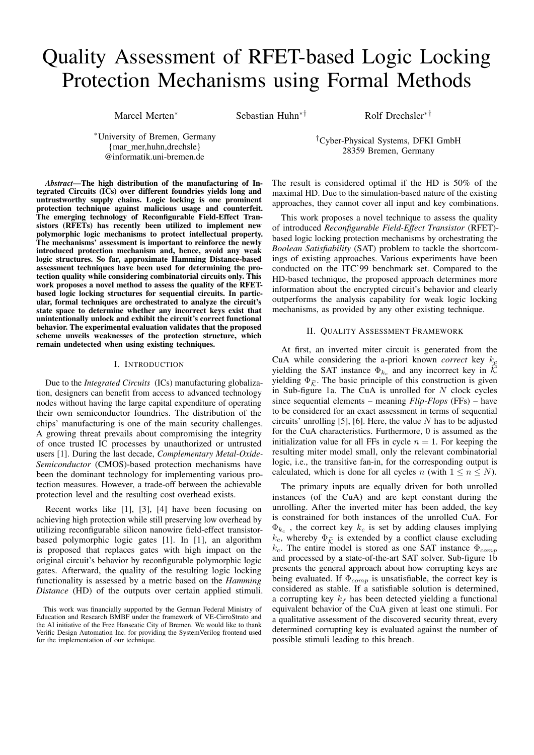# Quality Assessment of RFET-based Logic Locking Protection Mechanisms using Formal Methods

Marcel Merten*  Sebastian Huhn*†  Rolf Drechsler*†

*University of Bremen, Germany
{mar_mer,huhn,drechsle}
@informatik.uni-bremen.de

†Cyber-Physical Systems, DFKI GmbH
28359 Bremen, Germany

***Abstract*—The high distribution of the manufacturing of Integrated Circuits (ICs) over different foundries yields long and untrustworthy supply chains. Logic locking is one prominent protection technique against malicious usage and counterfeit. The emerging technology of Reconfigurable Field-Effect Transistors (RFETs) has recently been utilized to implement new polymorphic logic mechanisms to protect intellectual property. The mechanisms' assessment is important to reinforce the newly introduced protection mechanism and, hence, avoid any weak logic structures. So far, approximate Hamming Distance-based assessment techniques have been used for determining the protection quality while considering combinatorial circuits only. This work proposes a novel method to assess the quality of the RFET-based logic locking structures for sequential circuits. In particular, formal techniques are orchestrated to analyze the circuit's state space to determine whether any incorrect keys exist that unintentionally unlock and exhibit the circuit's correct functional behavior. The experimental evaluation validates that the proposed scheme unveils weaknesses of the protection structure, which remain undetected when using existing techniques.**

## I. Introduction

Due to the *Integrated Circuits* (ICs) manufacturing globalization, designers can benefit from access to advanced technology nodes without having the large capital expenditure of operating their own semiconductor foundries. The distribution of the chips' manufacturing is one of the main security challenges. A growing threat prevails about compromising the integrity of once trusted IC processes by unauthorized or untrusted users [1]. During the last decade, *Complementary Metal-Oxide-Semiconductor* (CMOS)-based protection mechanisms have been the dominant technology for implementing various protection measures. However, a trade-off between the achievable protection level and the resulting cost overhead exists.

Recent works like [1], [3], [4] have been focusing on achieving high protection while still preserving low overhead by utilizing reconfigurable silicon nanowire field-effect transistor-based polymorphic logic gates [1]. In [1], an algorithm is proposed that replaces gates with high impact on the original circuit's behavior by reconfigurable polymorphic logic gates. Afterward, the quality of the resulting logic locking functionality is assessed by a metric based on the *Hamming Distance* (HD) of the outputs over certain applied stimuli. The result is considered optimal if the HD is 50% of the maximal HD. Due to the simulation-based nature of the existing approaches, they cannot cover all input and key combinations.

This work proposes a novel technique to assess the quality of introduced *Reconfigurable Field-Effect Transistor* (RFET)-based logic locking protection mechanisms by orchestrating the *Boolean Satisfiability* (SAT) problem to tackle the shortcomings of existing approaches. Various experiments have been conducted on the ITC'99 benchmark set. Compared to the HD-based technique, the proposed approach determines more information about the encrypted circuit's behavior and clearly outperforms the analysis capability for weak logic locking mechanisms, as provided by any other existing technique.

## II. Quality Assessment Framework

At first, an inverted miter circuit is generated from the CuA while considering the a-priori known *correct* key $k_c$ yielding the SAT instance $\Phi_{k_c}$ and any incorrect key in $\widehat{\mathcal{K}}$ yielding $\Phi_{\widehat{\mathcal{K}}}$. The basic principle of this construction is given in Sub-figure 1a. The CuA is unrolled for $N$ clock cycles since sequential elements – meaning *Flip-Flops* (FFs) – have to be considered for an exact assessment in terms of sequential circuits' unrolling [5], [6]. Here, the value $N$ has to be adjusted for the CuA characteristics. Furthermore, 0 is assumed as the initialization value for all FFs in cycle $n = 1$. For keeping the resulting miter model small, only the relevant combinatorial logic, i.e., the transitive fan-in, for the corresponding output is calculated, which is done for all cycles $n$ (with $1 \leq n \leq N$).

The primary inputs are equally driven for both unrolled instances (of the CuA) and are kept constant during the unrolling. After the inverted miter has been added, the key is constrained for both instances of the unrolled CuA. For $\Phi_{k_c}$ , the correct key $k_c$ is set by adding clauses implying $k_c$, whereby $\Phi_{\widehat{\mathcal{K}}}$ is extended by a conflict clause excluding $k_c$. The entire model is stored as one SAT instance $\Phi_{comp}$ and processed by a state-of-the-art SAT solver. Sub-figure 1b presents the general approach about how corrupting keys are being evaluated. If $\Phi_{comp}$ is unsatisfiable, the correct key is considered as stable. If a satisfiable solution is determined, a corrupting key $k_f$ has been detected yielding a functional equivalent behavior of the CuA given at least one stimuli. For a qualitative assessment of the discovered security threat, every determined corrupting key is evaluated against the number of possible stimuli leading to this breach.

This work was financially supported by the German Federal Ministry of Education and Research BMBF under the framework of VE-CirroStrato and the AI initiative of the Free Hanseatic City of Bremen. We would like to thank Verific Design Automation Inc. for providing the SystemVerilog frontend used for the implementation of our technique.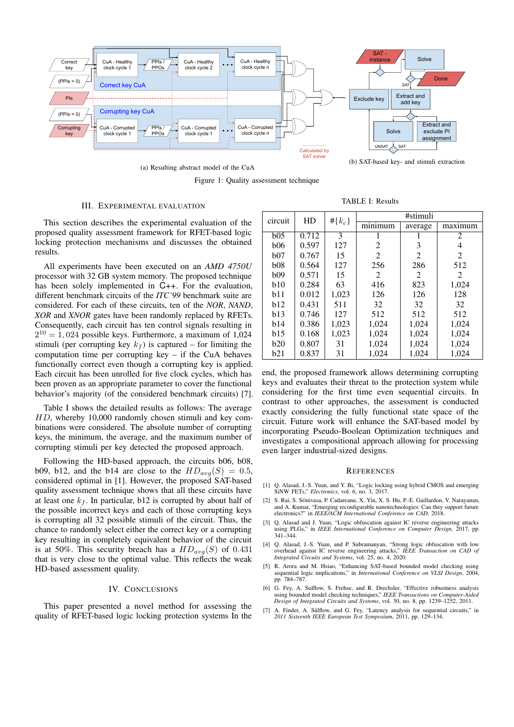(a) Resulting abstract model of the CuA

(b) SAT-based key- and stimuli extraction

Figure 1: Quality assessment technique

## III. Experimental Evaluation

This section describes the experimental evaluation of the proposed quality assessment framework for RFET-based logic locking protection mechanisms and discusses the obtained results.

All experiments have been executed on an *AMD 4750U* processor with 32 GB system memory. The proposed technique has been solely implemented in C++. For the evaluation, different benchmark circuits of the *ITC'99* benchmark suite are considered. For each of these circuits, ten of the *NOR*, *NAND*, *XOR* and *XNOR* gates have been randomly replaced by RFETs. Consequently, each circuit has ten control signals resulting in $2^{10} = 1,024$ possible keys. Furthermore, a maximum of 1,024 stimuli (per corrupting key $k_f$) is captured – for limiting the computation time per corrupting key – if the CuA behaves functionally correct even though a corrupting key is applied. Each circuit has been unrolled for five clock cycles, which has been proven as an appropriate parameter to cover the functional behavior's majority (of the considered benchmark circuits) [7].

Table I shows the detailed results as follows: The average $HD$, whereby 10,000 randomly chosen stimuli and key combinations were considered. The absolute number of corrupting keys, the minimum, the average, and the maximum number of corrupting stimuli per key detected the proposed approach.

Following the HD-based approach, the circuits b06, b08, b09, b12, and the b14 are close to the $HD_{avg}(S) = 0.5$, considered optimal in [1]. However, the proposed SAT-based quality assessment technique shows that all these circuits have at least one $k_f$. In particular, b12 is corrupted by about half of the possible incorrect keys and each of those corrupting keys is corrupting all 32 possible stimuli of the circuit. Thus, the chance to randomly select either the correct key or a corrupting key resulting in completely equivalent behavior of the circuit is at 50%. This security breach has a $HD_{avg}(S)$ of 0.431 that is very close to the optimal value. This reflects the weak HD-based assessment quality.

## IV. Conclusions

This paper presented a novel method for assessing the quality of RFET-based logic locking protection systems In the end, the proposed framework allows determining corrupting keys and evaluates their threat to the protection system while considering for the first time even sequential circuits. In contrast to other approaches, the assessment is conducted exactly considering the fully functional state space of the circuit. Future work will enhance the SAT-based model by incorporating Pseudo-Boolean Optimization techniques and investigates a compositional approach allowing for processing even larger industrial-sized designs.

TABLE I: Results

| circuit | HD | $\#\{k_c\}$ | #stimuli | | |
|---|---|---|---|---|---|
| | | | minimum | average | maximum |
| b05 | 0.712 | 3 | 1 | 1 | 2 |
| b06 | 0.597 | 127 | 2 | 3 | 4 |
| b07 | 0.767 | 15 | 2 | 2 | 2 |
| b08 | 0.564 | 127 | 256 | 286 | 512 |
| b09 | 0.571 | 15 | 2 | 2 | 2 |
| b10 | 0.284 | 63 | 416 | 823 | 1,024 |
| b11 | 0.012 | 1,023 | 126 | 126 | 128 |
| b12 | 0.431 | 511 | 32 | 32 | 32 |
| b13 | 0.746 | 127 | 512 | 512 | 512 |
| b14 | 0.386 | 1,023 | 1,024 | 1,024 | 1,024 |
| b15 | 0.168 | 1,023 | 1,024 | 1,024 | 1,024 |
| b20 | 0.807 | 31 | 1,024 | 1,024 | 1,024 |
| b21 | 0.837 | 31 | 1,024 | 1,024 | 1,024 |

## References

[1] Q. Alasad, J.-S. Yuan, and Y. Bi, "Logic locking using hybrid CMOS and emerging SiNW FETs," *Electronics*, vol. 6, no. 3, 2017.

[2] S. Rai, S. Srinivasa, P. Cadareanu, X. Yin, X. S. Hu, P.-E. Gaillardon, V. Narayanan, and A. Kumar, "Emerging reconfigurable nanotechnologies: Can they support future electronics?" in *IEEE/ACM International Conference on CAD*, 2018.

[3] Q. Alasad and J. Yuan, "Logic obfuscation against IC reverse engineering attacks using PLGs," in *IEEE International Conference on Computer Design*, 2017, pp. 341–344.

[4] Q. Alasad, J.-S. Yuan, and P. Subramanyan, "Strong logic obfuscation with low overhead against IC reverse engineering attacks," *IEEE Transaction on CAD of Integrated Circuits and Systems*, vol. 25, no. 4, 2020.

[5] R. Arora and M. Hsiao, "Enhancing SAT-based bounded model checking using sequential logic implications," in *International Conference on VLSI Design*, 2004, pp. 784–787.

[6] G. Fey, A. Sulflow, S. Frehse, and R. Drechsler, "Effective robustness analysis using bounded model checking techniques," *IEEE Transactions on Computer-Aided Design of Integrated Circuits and Systems*, vol. 30, no. 8, pp. 1239–1252, 2011.

[7] A. Finder, A. Sülflow, and G. Fey, "Latency analysis for sequential circuits," in *2011 Sixteenth IEEE European Test Symposium*, 2011, pp. 129–134.